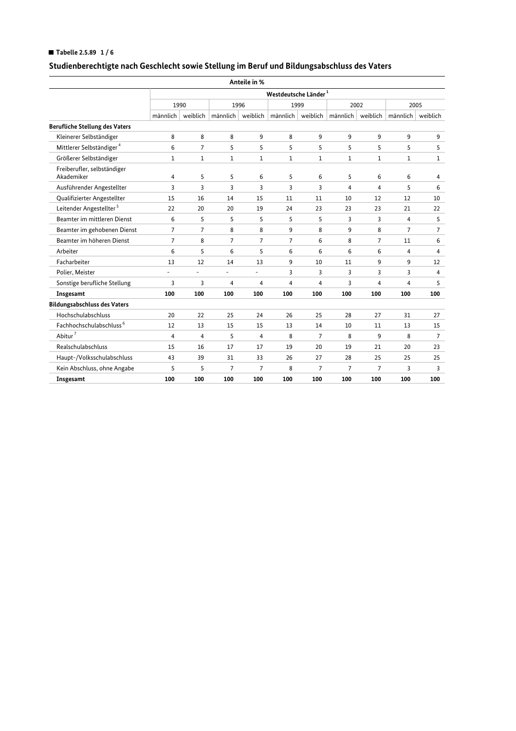**Tabelle 2.5.89 1 / 6**

## Studienberechtigte nach Geschlecht sowie Stellung im Beruf und Bildungsabschluss des Vaters

| Anteile in % | | | | | | | | | | |
|---|---|---|---|---|---|---|---|---|---|---|
| | Westdeutsche Länder [1] | | | | | | | | | |
| | 1990 | | 1996 | | 1999 | | 2002 | | 2005 | |
| | männlich | weiblich | männlich | weiblich | männlich | weiblich | männlich | weiblich | männlich | weiblich |
| **Berufliche Stellung des Vaters** | | | | | | | | | | |
| Kleinerer Selbständiger | 8 | 8 | 8 | 9 | 8 | 9 | 9 | 9 | 9 | 9 |
| Mittlerer Selbständiger [4] | 6 | 7 | 5 | 5 | 5 | 5 | 5 | 5 | 5 | 5 |
| Größerer Selbständiger | 1 | 1 | 1 | 1 | 1 | 1 | 1 | 1 | 1 | 1 |
| Freiberufler, selbständiger Akademiker | 4 | 5 | 5 | 6 | 5 | 6 | 5 | 6 | 6 | 4 |
| Ausführender Angestellter | 3 | 3 | 3 | 3 | 3 | 3 | 4 | 4 | 5 | 6 |
| Qualifizierter Angestellter | 15 | 16 | 14 | 15 | 11 | 11 | 10 | 12 | 12 | 10 |
| Leitender Angestellter [5] | 22 | 20 | 20 | 19 | 24 | 23 | 23 | 23 | 21 | 22 |
| Beamter im mittleren Dienst | 6 | 5 | 5 | 5 | 5 | 5 | 3 | 3 | 4 | 5 |
| Beamter im gehobenen Dienst | 7 | 7 | 8 | 8 | 9 | 8 | 9 | 8 | 7 | 7 |
| Beamter im höheren Dienst | 7 | 8 | 7 | 7 | 7 | 6 | 8 | 7 | 11 | 6 |
| Arbeiter | 6 | 5 | 6 | 5 | 6 | 6 | 6 | 6 | 4 | 4 |
| Facharbeiter | 13 | 12 | 14 | 13 | 9 | 10 | 11 | 9 | 9 | 12 |
| Polier, Meister | - | - | - | - | 3 | 3 | 3 | 3 | 3 | 4 |
| Sonstige berufliche Stellung | 3 | 3 | 4 | 4 | 4 | 4 | 3 | 4 | 4 | 5 |
| **Insgesamt** | **100** | **100** | **100** | **100** | **100** | **100** | **100** | **100** | **100** | **100** |
| **Bildungsabschluss des Vaters** | | | | | | | | | | |
| Hochschulabschluss | 20 | 22 | 25 | 24 | 26 | 25 | 28 | 27 | 31 | 27 |
| Fachhochschulabschluss [6] | 12 | 13 | 15 | 15 | 13 | 14 | 10 | 11 | 13 | 15 |
| Abitur [7] | 4 | 4 | 5 | 4 | 8 | 7 | 8 | 9 | 8 | 7 |
| Realschulabschluss | 15 | 16 | 17 | 17 | 19 | 20 | 19 | 21 | 20 | 23 |
| Haupt-/Volksschulabschluss | 43 | 39 | 31 | 33 | 26 | 27 | 28 | 25 | 25 | 25 |
| Kein Abschluss, ohne Angabe | 5 | 5 | 7 | 7 | 8 | 7 | 7 | 7 | 3 | 3 |
| **Insgesamt** | **100** | **100** | **100** | **100** | **100** | **100** | **100** | **100** | **100** | **100** |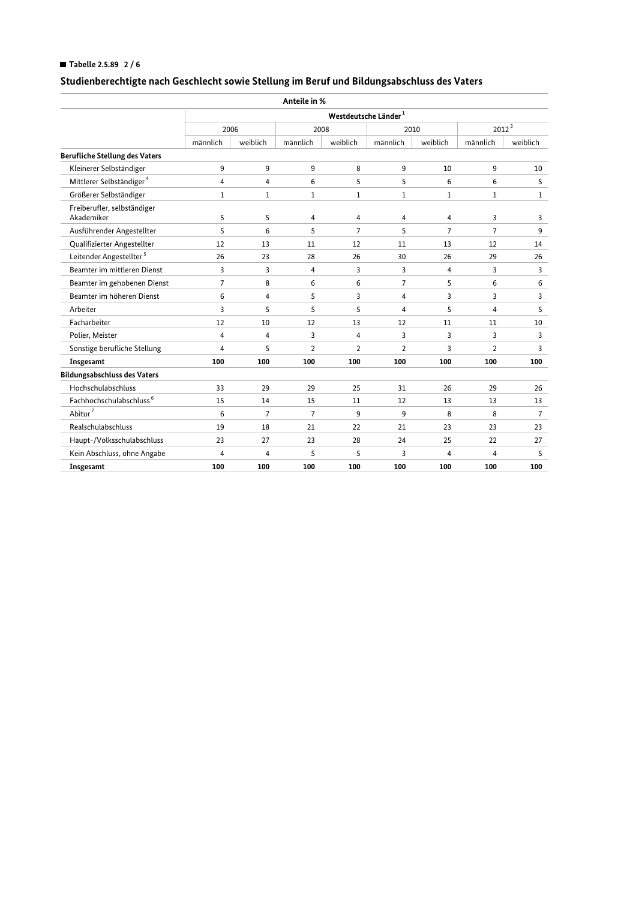**Tabelle 2.5.89 2 / 6**

## Studienberechtigte nach Geschlecht sowie Stellung im Beruf und Bildungsabschluss des Vaters

| Anteile in % | | | | | | | | |
|---|---|---|---|---|---|---|---|---|
| | Westdeutsche Länder [1] | | | | | | | |
| | 2006 | | 2008 | | 2010 | | 2012 [3] | |
| | männlich | weiblich | männlich | weiblich | männlich | weiblich | männlich | weiblich |
| **Berufliche Stellung des Vaters** | | | | | | | | |
| Kleinerer Selbständiger | 9 | 9 | 9 | 8 | 9 | 10 | 9 | 10 |
| Mittlerer Selbständiger [4] | 4 | 4 | 6 | 5 | 5 | 6 | 6 | 5 |
| Größerer Selbständiger | 1 | 1 | 1 | 1 | 1 | 1 | 1 | 1 |
| Freiberufler, selbständiger Akademiker | 5 | 5 | 4 | 4 | 4 | 4 | 3 | 3 |
| Ausführender Angestellter | 5 | 6 | 5 | 7 | 5 | 7 | 7 | 9 |
| Qualifizierter Angestellter | 12 | 13 | 11 | 12 | 11 | 13 | 12 | 14 |
| Leitender Angestellter [5] | 26 | 23 | 28 | 26 | 30 | 26 | 29 | 26 |
| Beamter im mittleren Dienst | 3 | 3 | 4 | 3 | 3 | 4 | 3 | 3 |
| Beamter im gehobenen Dienst | 7 | 8 | 6 | 6 | 7 | 5 | 6 | 6 |
| Beamter im höheren Dienst | 6 | 4 | 5 | 3 | 4 | 3 | 3 | 3 |
| Arbeiter | 3 | 5 | 5 | 5 | 4 | 5 | 4 | 5 |
| Facharbeiter | 12 | 10 | 12 | 13 | 12 | 11 | 11 | 10 |
| Polier, Meister | 4 | 4 | 3 | 4 | 3 | 3 | 3 | 3 |
| Sonstige berufliche Stellung | 4 | 5 | 2 | 2 | 2 | 3 | 2 | 3 |
| **Insgesamt** | **100** | **100** | **100** | **100** | **100** | **100** | **100** | **100** |
| **Bildungsabschluss des Vaters** | | | | | | | | |
| Hochschulabschluss | 33 | 29 | 29 | 25 | 31 | 26 | 29 | 26 |
| Fachhochschulabschluss [6] | 15 | 14 | 15 | 11 | 12 | 13 | 13 | 13 |
| Abitur [7] | 6 | 7 | 7 | 9 | 9 | 8 | 8 | 7 |
| Realschulabschluss | 19 | 18 | 21 | 22 | 21 | 23 | 23 | 23 |
| Haupt-/Volksschulabschluss | 23 | 27 | 23 | 28 | 24 | 25 | 22 | 27 |
| Kein Abschluss, ohne Angabe | 4 | 4 | 5 | 5 | 3 | 4 | 4 | 5 |
| **Insgesamt** | **100** | **100** | **100** | **100** | **100** | **100** | **100** | **100** |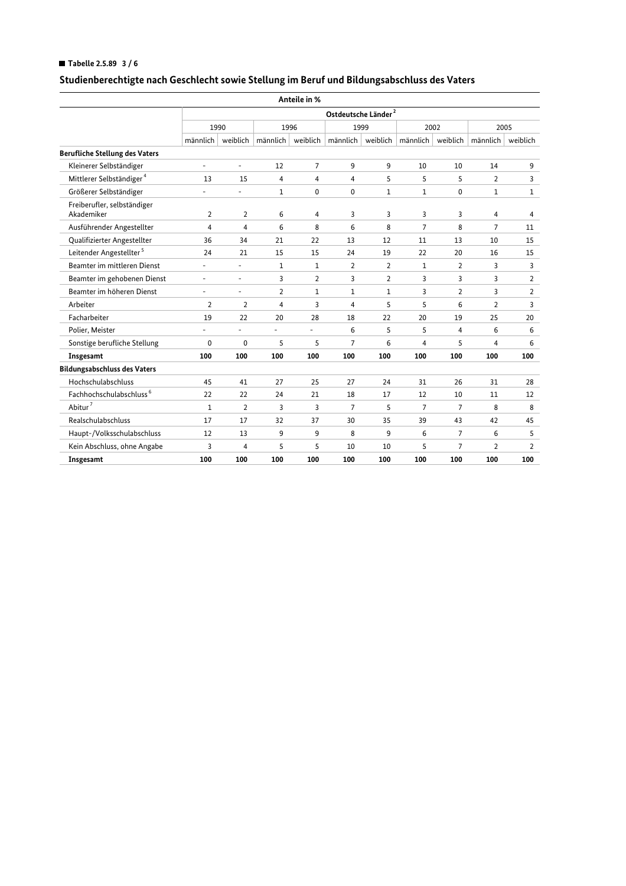**Tabelle 2.5.89 3 / 6**

## Studienberechtigte nach Geschlecht sowie Stellung im Beruf und Bildungsabschluss des Vaters

| Anteile in % | | | | | | | | | | |
|---|---|---|---|---|---|---|---|---|---|---|
| | Ostdeutsche Länder [2] | | | | | | | | | |
| | 1990 | | 1996 | | 1999 | | 2002 | | 2005 | |
| | männlich | weiblich | männlich | weiblich | männlich | weiblich | männlich | weiblich | männlich | weiblich |
| **Berufliche Stellung des Vaters** | | | | | | | | | | |
| Kleinerer Selbständiger | - | - | 12 | 7 | 9 | 9 | 10 | 10 | 14 | 9 |
| Mittlerer Selbständiger [4] | 13 | 15 | 4 | 4 | 4 | 5 | 5 | 5 | 2 | 3 |
| Größerer Selbständiger | - | - | 1 | 0 | 0 | 1 | 1 | 0 | 1 | 1 |
| Freiberufler, selbständiger Akademiker | 2 | 2 | 6 | 4 | 3 | 3 | 3 | 3 | 4 | 4 |
| Ausführender Angestellter | 4 | 4 | 6 | 8 | 6 | 8 | 7 | 8 | 7 | 11 |
| Qualifizierter Angestellter | 36 | 34 | 21 | 22 | 13 | 12 | 11 | 13 | 10 | 15 |
| Leitender Angestellter [5] | 24 | 21 | 15 | 15 | 24 | 19 | 22 | 20 | 16 | 15 |
| Beamter im mittleren Dienst | - | - | 1 | 1 | 2 | 2 | 1 | 2 | 3 | 3 |
| Beamter im gehobenen Dienst | - | - | 3 | 2 | 3 | 2 | 3 | 3 | 3 | 2 |
| Beamter im höheren Dienst | - | - | 2 | 1 | 1 | 1 | 3 | 2 | 3 | 2 |
| Arbeiter | 2 | 2 | 4 | 3 | 4 | 5 | 5 | 6 | 2 | 3 |
| Facharbeiter | 19 | 22 | 20 | 28 | 18 | 22 | 20 | 19 | 25 | 20 |
| Polier, Meister | - | - | - | - | 6 | 5 | 5 | 4 | 6 | 6 |
| Sonstige berufliche Stellung | 0 | 0 | 5 | 5 | 7 | 6 | 4 | 5 | 4 | 6 |
| **Insgesamt** | **100** | **100** | **100** | **100** | **100** | **100** | **100** | **100** | **100** | **100** |
| **Bildungsabschluss des Vaters** | | | | | | | | | | |
| Hochschulabschluss | 45 | 41 | 27 | 25 | 27 | 24 | 31 | 26 | 31 | 28 |
| Fachhochschulabschluss [6] | 22 | 22 | 24 | 21 | 18 | 17 | 12 | 10 | 11 | 12 |
| Abitur [7] | 1 | 2 | 3 | 3 | 7 | 5 | 7 | 7 | 8 | 8 |
| Realschulabschluss | 17 | 17 | 32 | 37 | 30 | 35 | 39 | 43 | 42 | 45 |
| Haupt-/Volksschulabschluss | 12 | 13 | 9 | 9 | 8 | 9 | 6 | 7 | 6 | 5 |
| Kein Abschluss, ohne Angabe | 3 | 4 | 5 | 5 | 10 | 10 | 5 | 7 | 2 | 2 |
| **Insgesamt** | **100** | **100** | **100** | **100** | **100** | **100** | **100** | **100** | **100** | **100** |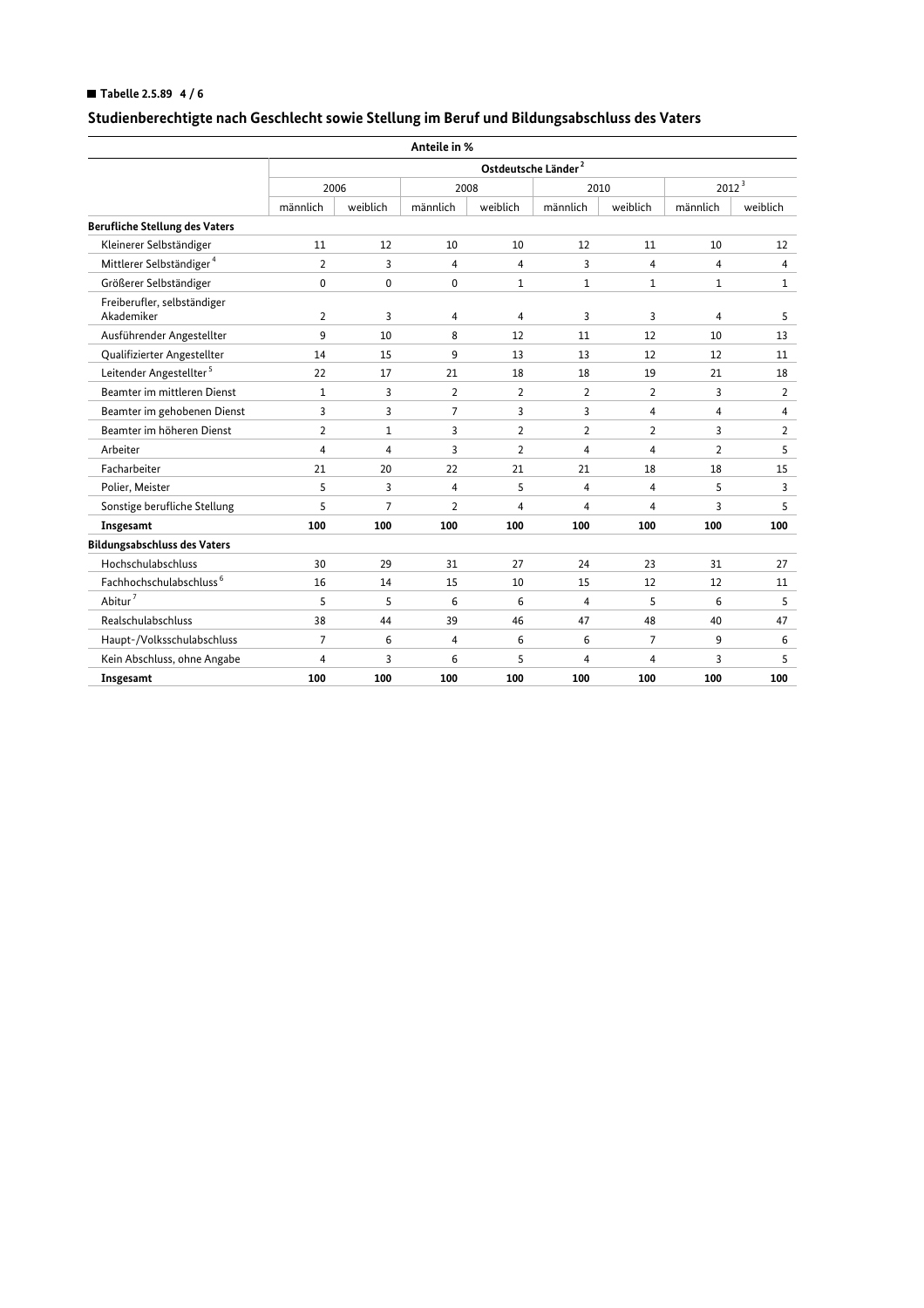■ **Tabelle 2.5.89 4 / 6**

## Studienberechtigte nach Geschlecht sowie Stellung im Beruf und Bildungsabschluss des Vaters

| Anteile in % | | | | | | | | |
|---|---|---|---|---|---|---|---|---|
| | Ostdeutsche Länder [2] | | | | | | | |
| | 2006 | | 2008 | | 2010 | | 2012 [3] | |
| | männlich | weiblich | männlich | weiblich | männlich | weiblich | männlich | weiblich |
| **Berufliche Stellung des Vaters** | | | | | | | | |
| Kleinerer Selbständiger | 11 | 12 | 10 | 10 | 12 | 11 | 10 | 12 |
| Mittlerer Selbständiger [4] | 2 | 3 | 4 | 4 | 3 | 4 | 4 | 4 |
| Größerer Selbständiger | 0 | 0 | 0 | 1 | 1 | 1 | 1 | 1 |
| Freiberufler, selbständiger Akademiker | 2 | 3 | 4 | 4 | 3 | 3 | 4 | 5 |
| Ausführender Angestellter | 9 | 10 | 8 | 12 | 11 | 12 | 10 | 13 |
| Qualifizierter Angestellter | 14 | 15 | 9 | 13 | 13 | 12 | 12 | 11 |
| Leitender Angestellter [5] | 22 | 17 | 21 | 18 | 18 | 19 | 21 | 18 |
| Beamter im mittleren Dienst | 1 | 3 | 2 | 2 | 2 | 2 | 3 | 2 |
| Beamter im gehobenen Dienst | 3 | 3 | 7 | 3 | 3 | 4 | 4 | 4 |
| Beamter im höheren Dienst | 2 | 1 | 3 | 2 | 2 | 2 | 3 | 2 |
| Arbeiter | 4 | 4 | 3 | 2 | 4 | 4 | 2 | 5 |
| Facharbeiter | 21 | 20 | 22 | 21 | 21 | 18 | 18 | 15 |
| Polier, Meister | 5 | 3 | 4 | 5 | 4 | 4 | 5 | 3 |
| Sonstige berufliche Stellung | 5 | 7 | 2 | 4 | 4 | 4 | 3 | 5 |
| **Insgesamt** | **100** | **100** | **100** | **100** | **100** | **100** | **100** | **100** |
| **Bildungsabschluss des Vaters** | | | | | | | | |
| Hochschulabschluss | 30 | 29 | 31 | 27 | 24 | 23 | 31 | 27 |
| Fachhochschulabschluss [6] | 16 | 14 | 15 | 10 | 15 | 12 | 12 | 11 |
| Abitur [7] | 5 | 5 | 6 | 6 | 4 | 5 | 6 | 5 |
| Realschulabschluss | 38 | 44 | 39 | 46 | 47 | 48 | 40 | 47 |
| Haupt-/Volksschulabschluss | 7 | 6 | 4 | 6 | 6 | 7 | 9 | 6 |
| Kein Abschluss, ohne Angabe | 4 | 3 | 6 | 5 | 4 | 4 | 3 | 5 |
| **Insgesamt** | **100** | **100** | **100** | **100** | **100** | **100** | **100** | **100** |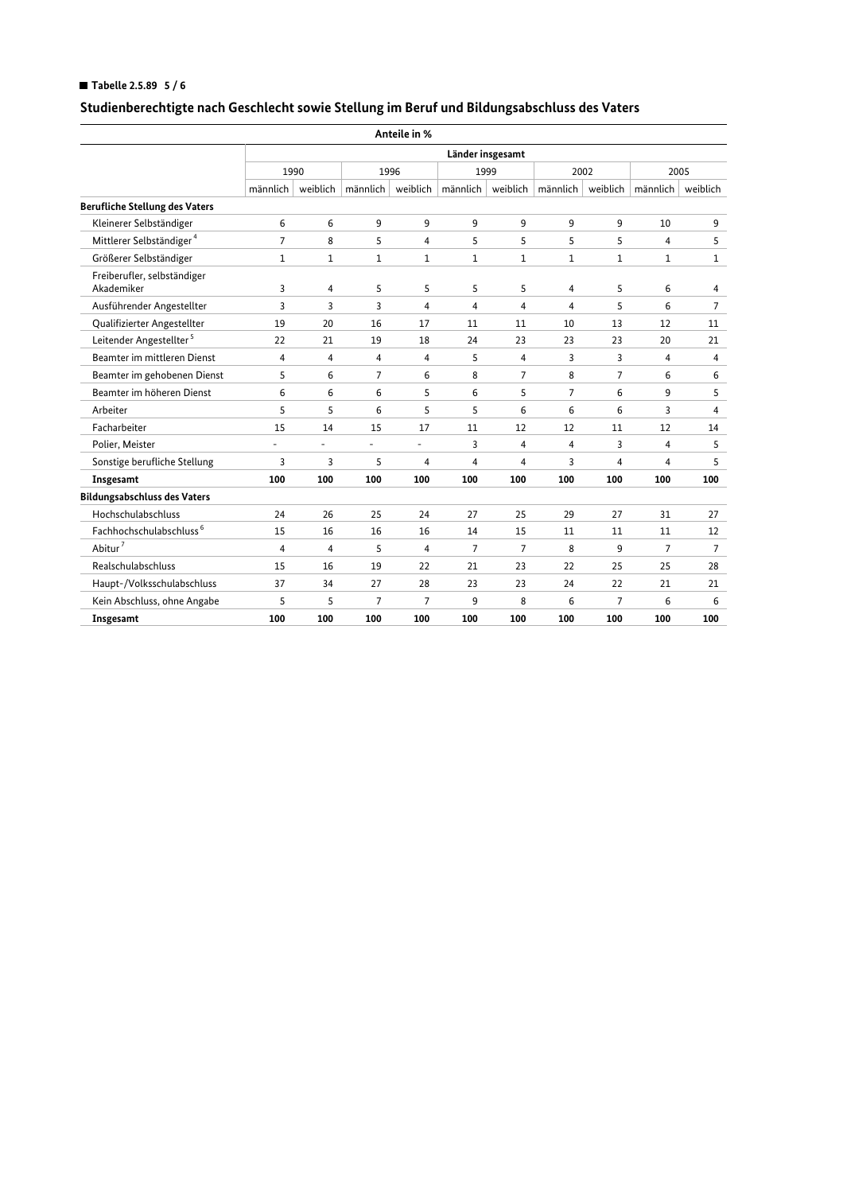■ **Tabelle 2.5.89 5 / 6**

## Studienberechtigte nach Geschlecht sowie Stellung im Beruf und Bildungsabschluss des Vaters

| | Anteile in % | | | | | | | | | |
|---|---|---|---|---|---|---|---|---|---|---|
| | Länder insgesamt | | | | | | | | | |
| | 1990 | | 1996 | | 1999 | | 2002 | | 2005 | |
| | männlich | weiblich | männlich | weiblich | männlich | weiblich | männlich | weiblich | männlich | weiblich |
| **Berufliche Stellung des Vaters** | | | | | | | | | | |
| Kleinerer Selbständiger | 6 | 6 | 9 | 9 | 9 | 9 | 9 | 9 | 10 | 9 |
| Mittlerer Selbständiger [4] | 7 | 8 | 5 | 4 | 5 | 5 | 5 | 5 | 4 | 5 |
| Größerer Selbständiger | 1 | 1 | 1 | 1 | 1 | 1 | 1 | 1 | 1 | 1 |
| Freiberufler, selbständiger Akademiker | 3 | 4 | 5 | 5 | 5 | 5 | 4 | 5 | 6 | 4 |
| Ausführender Angestellter | 3 | 3 | 3 | 4 | 4 | 4 | 4 | 5 | 6 | 7 |
| Qualifizierter Angestellter | 19 | 20 | 16 | 17 | 11 | 11 | 10 | 13 | 12 | 11 |
| Leitender Angestellter [5] | 22 | 21 | 19 | 18 | 24 | 23 | 23 | 23 | 20 | 21 |
| Beamter im mittleren Dienst | 4 | 4 | 4 | 4 | 5 | 4 | 3 | 3 | 4 | 4 |
| Beamter im gehobenen Dienst | 5 | 6 | 7 | 6 | 8 | 7 | 8 | 7 | 6 | 6 |
| Beamter im höheren Dienst | 6 | 6 | 6 | 5 | 6 | 5 | 7 | 6 | 9 | 5 |
| Arbeiter | 5 | 5 | 6 | 5 | 5 | 6 | 6 | 6 | 3 | 4 |
| Facharbeiter | 15 | 14 | 15 | 17 | 11 | 12 | 12 | 11 | 12 | 14 |
| Polier, Meister | - | - | - | - | 3 | 4 | 4 | 3 | 4 | 5 |
| Sonstige berufliche Stellung | 3 | 3 | 5 | 4 | 4 | 4 | 3 | 4 | 4 | 5 |
| **Insgesamt** | **100** | **100** | **100** | **100** | **100** | **100** | **100** | **100** | **100** | **100** |
| **Bildungsabschluss des Vaters** | | | | | | | | | | |
| Hochschulabschluss | 24 | 26 | 25 | 24 | 27 | 25 | 29 | 27 | 31 | 27 |
| Fachhochschulabschluss [6] | 15 | 16 | 16 | 16 | 14 | 15 | 11 | 11 | 11 | 12 |
| Abitur [7] | 4 | 4 | 5 | 4 | 7 | 7 | 8 | 9 | 7 | 7 |
| Realschulabschluss | 15 | 16 | 19 | 22 | 21 | 23 | 22 | 25 | 25 | 28 |
| Haupt-/Volksschulabschluss | 37 | 34 | 27 | 28 | 23 | 23 | 24 | 22 | 21 | 21 |
| Kein Abschluss, ohne Angabe | 5 | 5 | 7 | 7 | 9 | 8 | 6 | 7 | 6 | 6 |
| **Insgesamt** | **100** | **100** | **100** | **100** | **100** | **100** | **100** | **100** | **100** | **100** |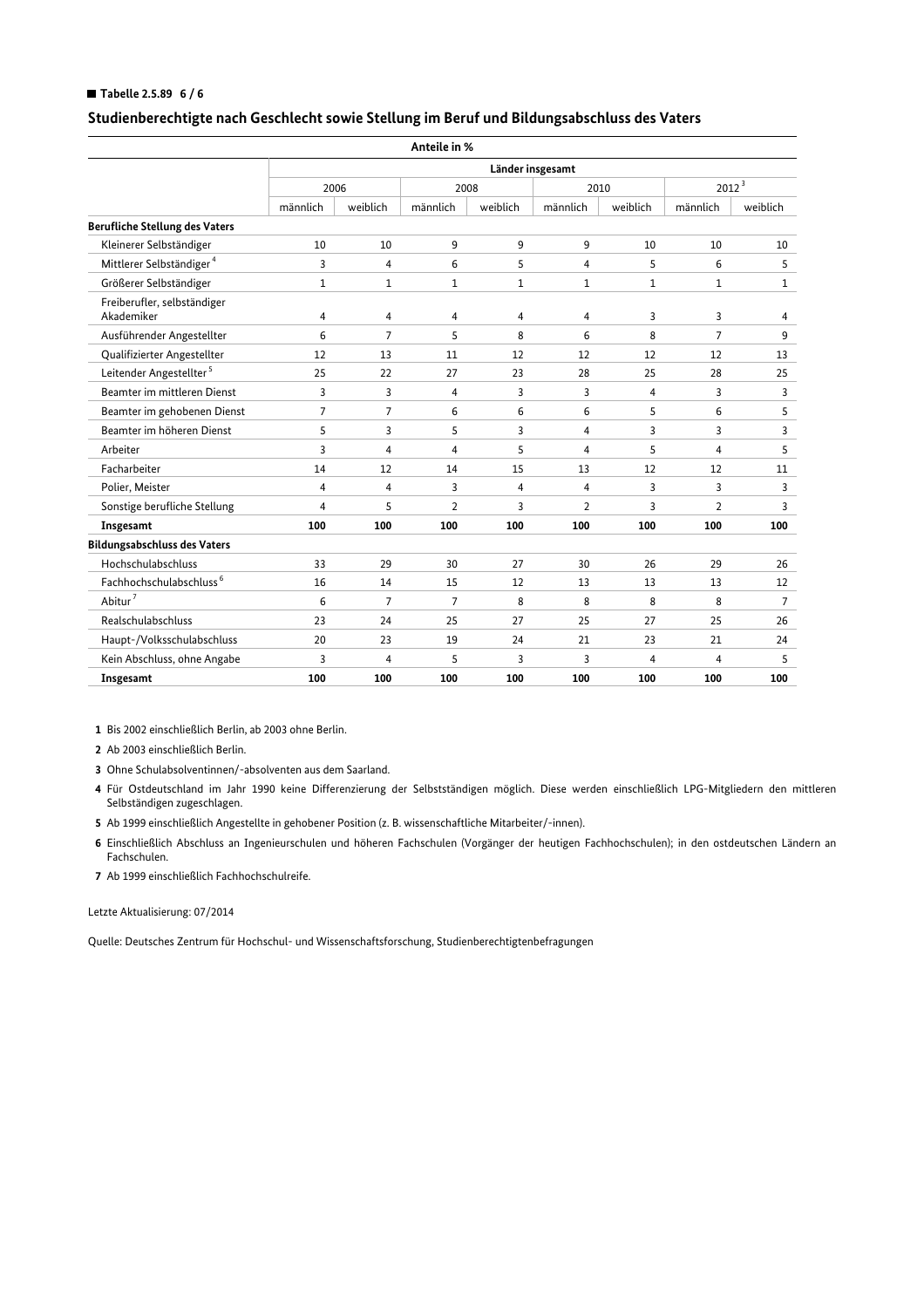**Tabelle 2.5.89 6 / 6**

## Studienberechtigte nach Geschlecht sowie Stellung im Beruf und Bildungsabschluss des Vaters

| Anteile in % | | | | | | | | |
|---|---|---|---|---|---|---|---|---|
| | Länder insgesamt | | | | | | | |
| | 2006 | | 2008 | | 2010 | | 2012[3] | |
| | männlich | weiblich | männlich | weiblich | männlich | weiblich | männlich | weiblich |
| **Berufliche Stellung des Vaters** | | | | | | | | |
| Kleinerer Selbständiger | 10 | 10 | 9 | 9 | 9 | 10 | 10 | 10 |
| Mittlerer Selbständiger[4] | 3 | 4 | 6 | 5 | 4 | 5 | 6 | 5 |
| Größerer Selbständiger | 1 | 1 | 1 | 1 | 1 | 1 | 1 | 1 |
| Freiberufler, selbständiger Akademiker | 4 | 4 | 4 | 4 | 4 | 3 | 3 | 4 |
| Ausführender Angestellter | 6 | 7 | 5 | 8 | 6 | 8 | 7 | 9 |
| Qualifizierter Angestellter | 12 | 13 | 11 | 12 | 12 | 12 | 12 | 13 |
| Leitender Angestellter[5] | 25 | 22 | 27 | 23 | 28 | 25 | 28 | 25 |
| Beamter im mittleren Dienst | 3 | 3 | 4 | 3 | 3 | 4 | 3 | 3 |
| Beamter im gehobenen Dienst | 7 | 7 | 6 | 6 | 6 | 5 | 6 | 5 |
| Beamter im höheren Dienst | 5 | 3 | 5 | 3 | 4 | 3 | 3 | 3 |
| Arbeiter | 3 | 4 | 4 | 5 | 4 | 5 | 4 | 5 |
| Facharbeiter | 14 | 12 | 14 | 15 | 13 | 12 | 12 | 11 |
| Polier, Meister | 4 | 4 | 3 | 4 | 4 | 3 | 3 | 3 |
| Sonstige berufliche Stellung | 4 | 5 | 2 | 3 | 2 | 3 | 2 | 3 |
| **Insgesamt** | **100** | **100** | **100** | **100** | **100** | **100** | **100** | **100** |
| **Bildungsabschluss des Vaters** | | | | | | | | |
| Hochschulabschluss | 33 | 29 | 30 | 27 | 30 | 26 | 29 | 26 |
| Fachhochschulabschluss[6] | 16 | 14 | 15 | 12 | 13 | 13 | 13 | 12 |
| Abitur[7] | 6 | 7 | 7 | 8 | 8 | 8 | 8 | 7 |
| Realschulabschluss | 23 | 24 | 25 | 27 | 25 | 27 | 25 | 26 |
| Haupt-/Volksschulabschluss | 20 | 23 | 19 | 24 | 21 | 23 | 21 | 24 |
| Kein Abschluss, ohne Angabe | 3 | 4 | 5 | 3 | 3 | 4 | 4 | 5 |
| **Insgesamt** | **100** | **100** | **100** | **100** | **100** | **100** | **100** | **100** |

**1** Bis 2002 einschließlich Berlin, ab 2003 ohne Berlin.

**2** Ab 2003 einschließlich Berlin.

**3** Ohne Schulabsolventinnen/-absolventen aus dem Saarland.

**4** Für Ostdeutschland im Jahr 1990 keine Differenzierung der Selbstständigen möglich. Diese werden einschließlich LPG-Mitgliedern den mittleren Selbständigen zugeschlagen.

**5** Ab 1999 einschließlich Angestellte in gehobener Position (z. B. wissenschaftliche Mitarbeiter/-innen).

**6** Einschließlich Abschluss an Ingenieurschulen und höheren Fachschulen (Vorgänger der heutigen Fachhochschulen); in den ostdeutschen Ländern an Fachschulen.

**7** Ab 1999 einschließlich Fachhochschulreife.

Letzte Aktualisierung: 07/2014

Quelle: Deutsches Zentrum für Hochschul- und Wissenschaftsforschung, Studienberechtigtenbefragungen